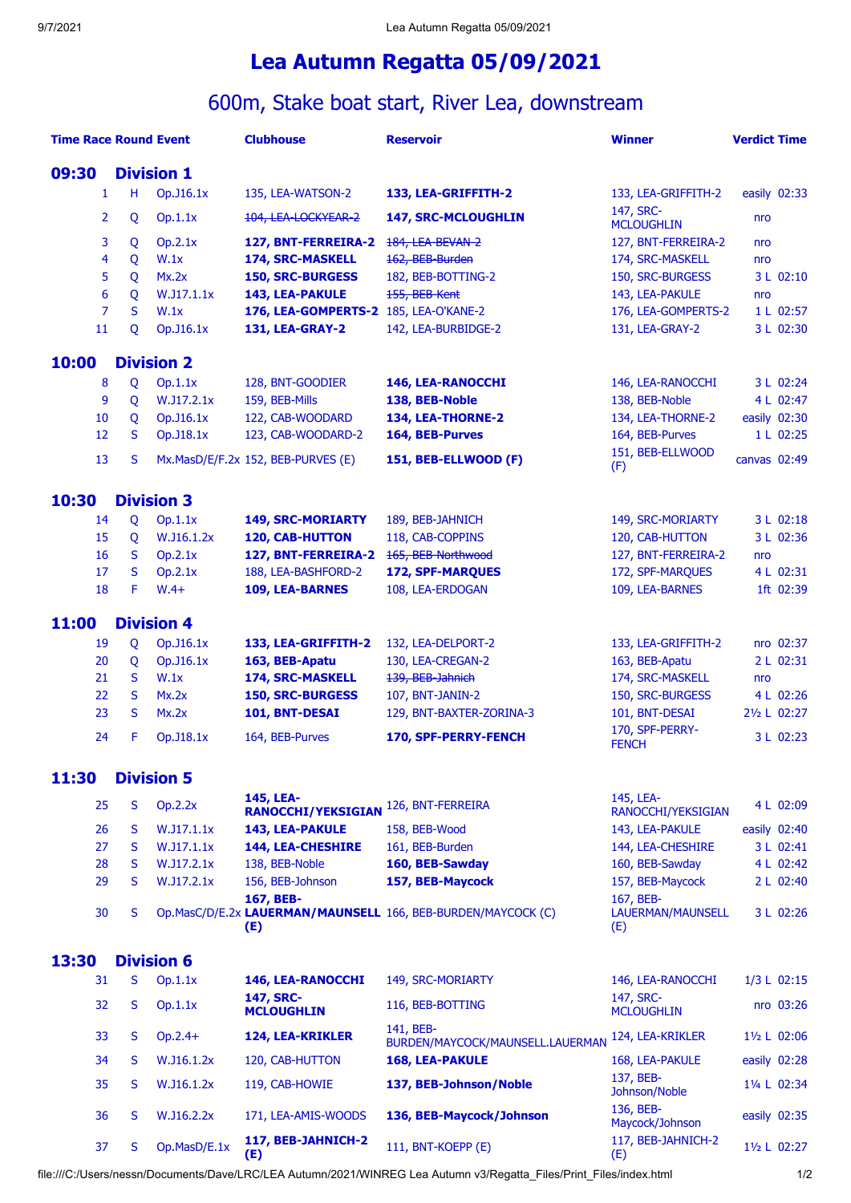# Lea Autumn Regatta 05/09/2021

## 600m, Stake boat start, River Lea, downstream

| Time | Race | Round | Event | Clubhouse | Reservoir | Winner | Verdict | Time |
|---|---|---|---|---|---|---|---|---|
| **09:30** | **Division 1** | | | | | | | |
| | 1 | H | Op.J16.1x | 135, LEA-WATSON-2 | **133, LEA-GRIFFITH-2** | 133, LEA-GRIFFITH-2 | easily | 02:33 |
| | 2 | Q | Op.1.1x | ~~104, LEA-LOCKYEAR-2~~ | **147, SRC-MCLOUGHLIN** | 147, SRC-MCLOUGHLIN | nro | |
| | 3 | Q | Op.2.1x | **127, BNT-FERREIRA-2** | ~~184, LEA-BEVAN-2~~ | 127, BNT-FERREIRA-2 | nro | |
| | 4 | Q | W.1x | **174, SRC-MASKELL** | ~~162, BEB-Burden~~ | 174, SRC-MASKELL | nro | |
| | 5 | Q | Mx.2x | **150, SRC-BURGESS** | 182, BEB-BOTTING-2 | 150, SRC-BURGESS | 3 L | 02:10 |
| | 6 | Q | W.J17.1.1x | **143, LEA-PAKULE** | ~~155, BEB-Kent~~ | 143, LEA-PAKULE | nro | |
| | 7 | S | W.1x | **176, LEA-GOMPERTS-2** | 185, LEA-O'KANE-2 | 176, LEA-GOMPERTS-2 | 1 L | 02:57 |
| | 11 | Q | Op.J16.1x | **131, LEA-GRAY-2** | 142, LEA-BURBIDGE-2 | 131, LEA-GRAY-2 | 3 L | 02:30 |
| **10:00** | **Division 2** | | | | | | | |
| | 8 | Q | Op.1.1x | 128, BNT-GOODIER | **146, LEA-RANOCCHI** | 146, LEA-RANOCCHI | 3 L | 02:24 |
| | 9 | Q | W.J17.2.1x | 159, BEB-Mills | **138, BEB-Noble** | 138, BEB-Noble | 4 L | 02:47 |
| | 10 | Q | Op.J16.1x | 122, CAB-WOODARD | **134, LEA-THORNE-2** | 134, LEA-THORNE-2 | easily | 02:30 |
| | 12 | S | Op.J18.1x | 123, CAB-WOODARD-2 | **164, BEB-Purves** | 164, BEB-Purves | 1 L | 02:25 |
| | 13 | S | Mx.MasD/E/F.2x | 152, BEB-PURVES (E) | **151, BEB-ELLWOOD (F)** | 151, BEB-ELLWOOD (F) | canvas | 02:49 |
| **10:30** | **Division 3** | | | | | | | |
| | 14 | Q | Op.1.1x | **149, SRC-MORIARTY** | 189, BEB-JAHNICH | 149, SRC-MORIARTY | 3 L | 02:18 |
| | 15 | Q | W.J16.1.2x | **120, CAB-HUTTON** | 118, CAB-COPPINS | 120, CAB-HUTTON | 3 L | 02:36 |
| | 16 | S | Op.2.1x | **127, BNT-FERREIRA-2** | ~~165, BEB-Northwood~~ | 127, BNT-FERREIRA-2 | nro | |
| | 17 | S | Op.2.1x | 188, LEA-BASHFORD-2 | **172, SPF-MARQUES** | 172, SPF-MARQUES | 4 L | 02:31 |
| | 18 | F | W.4+ | **109, LEA-BARNES** | 108, LEA-ERDOGAN | 109, LEA-BARNES | 1ft | 02:39 |
| **11:00** | **Division 4** | | | | | | | |
| | 19 | Q | Op.J16.1x | **133, LEA-GRIFFITH-2** | 132, LEA-DELPORT-2 | 133, LEA-GRIFFITH-2 | nro | 02:37 |
| | 20 | Q | Op.J16.1x | **163, BEB-Apatu** | 130, LEA-CREGAN-2 | 163, BEB-Apatu | 2 L | 02:31 |
| | 21 | S | W.1x | **174, SRC-MASKELL** | ~~139, BEB-Jahnich~~ | 174, SRC-MASKELL | nro | |
| | 22 | S | Mx.2x | **150, SRC-BURGESS** | 107, BNT-JANIN-2 | 150, SRC-BURGESS | 4 L | 02:26 |
| | 23 | S | Mx.2x | **101, BNT-DESAI** | 129, BNT-BAXTER-ZORINA-3 | 101, BNT-DESAI | 2½ L | 02:27 |
| | 24 | F | Op.J18.1x | 164, BEB-Purves | **170, SPF-PERRY-FENCH** | 170, SPF-PERRY-FENCH | 3 L | 02:23 |
| **11:30** | **Division 5** | | | | | | | |
| | 25 | S | Op.2.2x | **145, LEA-RANOCCHI/YEKSIGIAN** | 126, BNT-FERREIRA | 145, LEA-RANOCCHI/YEKSIGIAN | 4 L | 02:09 |
| | 26 | S | W.J17.1.1x | **143, LEA-PAKULE** | 158, BEB-Wood | 143, LEA-PAKULE | easily | 02:40 |
| | 27 | S | W.J17.1.1x | **144, LEA-CHESHIRE** | 161, BEB-Burden | 144, LEA-CHESHIRE | 3 L | 02:41 |
| | 28 | S | W.J17.2.1x | 138, BEB-Noble | **160, BEB-Sawday** | 160, BEB-Sawday | 4 L | 02:42 |
| | 29 | S | W.J17.2.1x | 156, BEB-Johnson | **157, BEB-Maycock** | 157, BEB-Maycock | 2 L | 02:40 |
| | 30 | S | Op.MasC/D/E.2x | **167, BEB-LAUERMAN/MAUNSELL (E)** | 166, BEB-BURDEN/MAYCOCK (C) | 167, BEB-LAUERMAN/MAUNSELL (E) | 3 L | 02:26 |
| **13:30** | **Division 6** | | | | | | | |
| | 31 | S | Op.1.1x | **146, LEA-RANOCCHI** | 149, SRC-MORIARTY | 146, LEA-RANOCCHI | 1/3 L | 02:15 |
| | 32 | S | Op.1.1x | **147, SRC-MCLOUGHLIN** | 116, BEB-BOTTING | 147, SRC-MCLOUGHLIN | nro | 03:26 |
| | 33 | S | Op.2.4+ | **124, LEA-KRIKLER** | 141, BEB-BURDEN/MAYCOCK/MAUNSELL.LAUERMAN | 124, LEA-KRIKLER | 1½ L | 02:06 |
| | 34 | S | W.J16.1.2x | 120, CAB-HUTTON | **168, LEA-PAKULE** | 168, LEA-PAKULE | easily | 02:28 |
| | 35 | S | W.J16.1.2x | 119, CAB-HOWIE | **137, BEB-Johnson/Noble** | 137, BEB-Johnson/Noble | 1¼ L | 02:34 |
| | 36 | S | W.J16.2.2x | 171, LEA-AMIS-WOODS | **136, BEB-Maycock/Johnson** | 136, BEB-Maycock/Johnson | easily | 02:35 |
| | 37 | S | Op.MasD/E.1x | **117, BEB-JAHNICH-2 (E)** | 111, BNT-KOEPP (E) | 117, BEB-JAHNICH-2 (E) | 1½ L | 02:27 |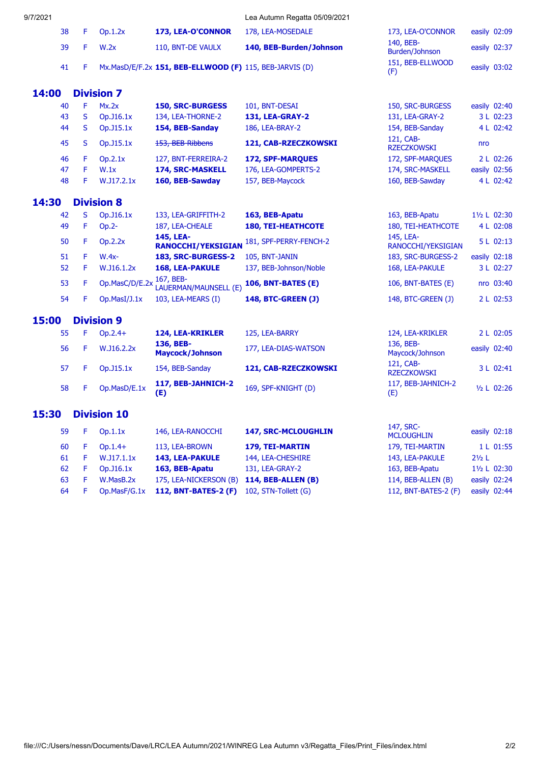| | | | | | | | |
|---|---|---|---|---|---|---|---|
| 38 | F | Op.1.2x | **173, LEA-O'CONNOR** | 178, LEA-MOSEDALE | 173, LEA-O'CONNOR | easily | 02:09 |
| 39 | F | W.2x | 110, BNT-DE VAULX | **140, BEB-Burden/Johnson** | 140, BEB-Burden/Johnson | easily | 02:37 |
| 41 | F | Mx.MasD/E/F.2x | **151, BEB-ELLWOOD (F)** | 115, BEB-JARVIS (D) | 151, BEB-ELLWOOD (F) | easily | 03:02 |

## 14:00 Division 7

| | | | | | | | |
|---|---|---|---|---|---|---|---|
| 40 | F | Mx.2x | **150, SRC-BURGESS** | 101, BNT-DESAI | 150, SRC-BURGESS | easily | 02:40 |
| 43 | S | Op.J16.1x | 134, LEA-THORNE-2 | **131, LEA-GRAY-2** | 131, LEA-GRAY-2 | 3 L | 02:23 |
| 44 | S | Op.J15.1x | **154, BEB-Sanday** | 186, LEA-BRAY-2 | 154, BEB-Sanday | 4 L | 02:42 |
| 45 | S | Op.J15.1x | ~~153, BEB-Ribbens~~ | **121, CAB-RZECZKOWSKI** | 121, CAB-RZECZKOWSKI | nro | |
| 46 | F | Op.2.1x | 127, BNT-FERREIRA-2 | **172, SPF-MARQUES** | 172, SPF-MARQUES | 2 L | 02:26 |
| 47 | F | W.1x | **174, SRC-MASKELL** | 176, LEA-GOMPERTS-2 | 174, SRC-MASKELL | easily | 02:56 |
| 48 | F | W.J17.2.1x | **160, BEB-Sawday** | 157, BEB-Maycock | 160, BEB-Sawday | 4 L | 02:42 |

## 14:30 Division 8

| | | | | | | | |
|---|---|---|---|---|---|---|---|
| 42 | S | Op.J16.1x | 133, LEA-GRIFFITH-2 | **163, BEB-Apatu** | 163, BEB-Apatu | 1½ L | 02:30 |
| 49 | F | Op.2- | 187, LEA-CHEALE | **180, TEI-HEATHCOTE** | 180, TEI-HEATHCOTE | 4 L | 02:08 |
| 50 | F | Op.2.2x | **145, LEA-RANOCCHI/YEKSIGIAN** | 181, SPF-PERRY-FENCH-2 | 145, LEA-RANOCCHI/YEKSIGIAN | 5 L | 02:13 |
| 51 | F | W.4x- | **183, SRC-BURGESS-2** | 105, BNT-JANIN | 183, SRC-BURGESS-2 | easily | 02:18 |
| 52 | F | W.J16.1.2x | **168, LEA-PAKULE** | 137, BEB-Johnson/Noble | 168, LEA-PAKULE | 3 L | 02:27 |
| 53 | F | Op.MasC/D/E.2x | 167, BEB-LAUERMAN/MAUNSELL (E) | **106, BNT-BATES (E)** | 106, BNT-BATES (E) | nro | 03:40 |
| 54 | F | Op.MasI/J.1x | 103, LEA-MEARS (I) | **148, BTC-GREEN (J)** | 148, BTC-GREEN (J) | 2 L | 02:53 |

## 15:00 Division 9

| | | | | | | | |
|---|---|---|---|---|---|---|---|
| 55 | F | Op.2.4+ | **124, LEA-KRIKLER** | 125, LEA-BARRY | 124, LEA-KRIKLER | 2 L | 02:05 |
| 56 | F | W.J16.2.2x | **136, BEB-Maycock/Johnson** | 177, LEA-DIAS-WATSON | 136, BEB-Maycock/Johnson | easily | 02:40 |
| 57 | F | Op.J15.1x | 154, BEB-Sanday | **121, CAB-RZECZKOWSKI** | 121, CAB-RZECZKOWSKI | 3 L | 02:41 |
| 58 | F | Op.MasD/E.1x | **117, BEB-JAHNICH-2 (E)** | 169, SPF-KNIGHT (D) | 117, BEB-JAHNICH-2 (E) | ½ L | 02:26 |

## 15:30 Division 10

| | | | | | | | |
|---|---|---|---|---|---|---|---|
| 59 | F | Op.1.1x | 146, LEA-RANOCCHI | **147, SRC-MCLOUGHLIN** | 147, SRC-MCLOUGHLIN | easily | 02:18 |
| 60 | F | Op.1.4+ | 113, LEA-BROWN | **179, TEI-MARTIN** | 179, TEI-MARTIN | 1 L | 01:55 |
| 61 | F | W.J17.1.1x | **143, LEA-PAKULE** | 144, LEA-CHESHIRE | 143, LEA-PAKULE | 2½ L | |
| 62 | F | Op.J16.1x | **163, BEB-Apatu** | 131, LEA-GRAY-2 | 163, BEB-Apatu | 1½ L | 02:30 |
| 63 | F | W.MasB.2x | 175, LEA-NICKERSON (B) | **114, BEB-ALLEN (B)** | 114, BEB-ALLEN (B) | easily | 02:24 |
| 64 | F | Op.MasF/G.1x | **112, BNT-BATES-2 (F)** | 102, STN-Tollett (G) | 112, BNT-BATES-2 (F) | easily | 02:44 |